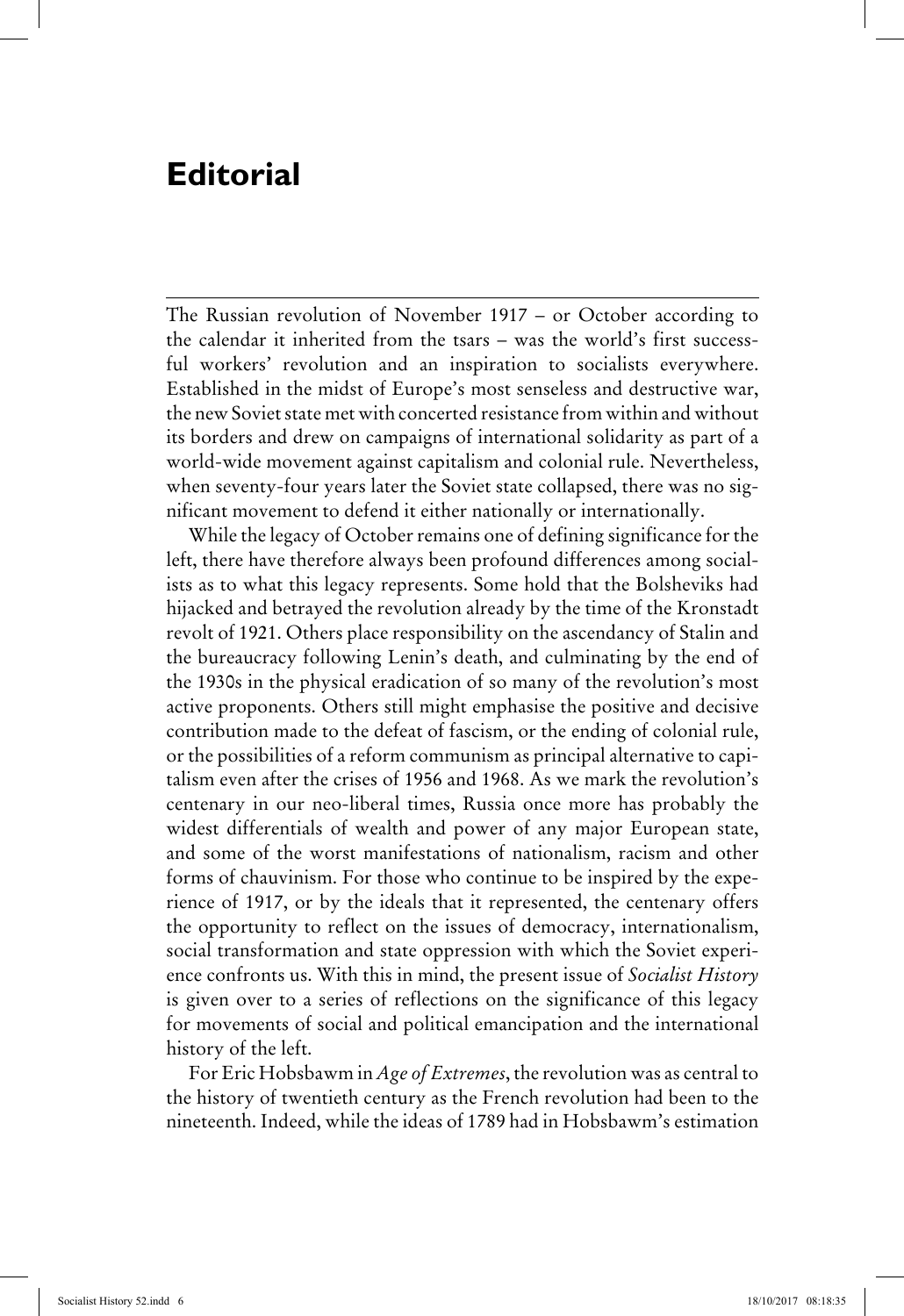# Editorial

The Russian revolution of November 1917 – or October according to the calendar it inherited from the tsars – was the world's first successful workers' revolution and an inspiration to socialists everywhere. Established in the midst of Europe's most senseless and destructive war, the new Soviet state met with concerted resistance from within and without its borders and drew on campaigns of international solidarity as part of a world-wide movement against capitalism and colonial rule. Nevertheless, when seventy-four years later the Soviet state collapsed, there was no significant movement to defend it either nationally or internationally.

While the legacy of October remains one of defining significance for the left, there have therefore always been profound differences among socialists as to what this legacy represents. Some hold that the Bolsheviks had hijacked and betrayed the revolution already by the time of the Kronstadt revolt of 1921. Others place responsibility on the ascendancy of Stalin and the bureaucracy following Lenin's death, and culminating by the end of the 1930s in the physical eradication of so many of the revolution's most active proponents. Others still might emphasise the positive and decisive contribution made to the defeat of fascism, or the ending of colonial rule, or the possibilities of a reform communism as principal alternative to capitalism even after the crises of 1956 and 1968. As we mark the revolution's centenary in our neo-liberal times, Russia once more has probably the widest differentials of wealth and power of any major European state, and some of the worst manifestations of nationalism, racism and other forms of chauvinism. For those who continue to be inspired by the experience of 1917, or by the ideals that it represented, the centenary offers the opportunity to reflect on the issues of democracy, internationalism, social transformation and state oppression with which the Soviet experience confronts us. With this in mind, the present issue of *Socialist History* is given over to a series of reflections on the significance of this legacy for movements of social and political emancipation and the international history of the left.

For Eric Hobsbawm in *Age of Extremes*, the revolution was as central to the history of twentieth century as the French revolution had been to the nineteenth. Indeed, while the ideas of 1789 had in Hobsbawm's estimation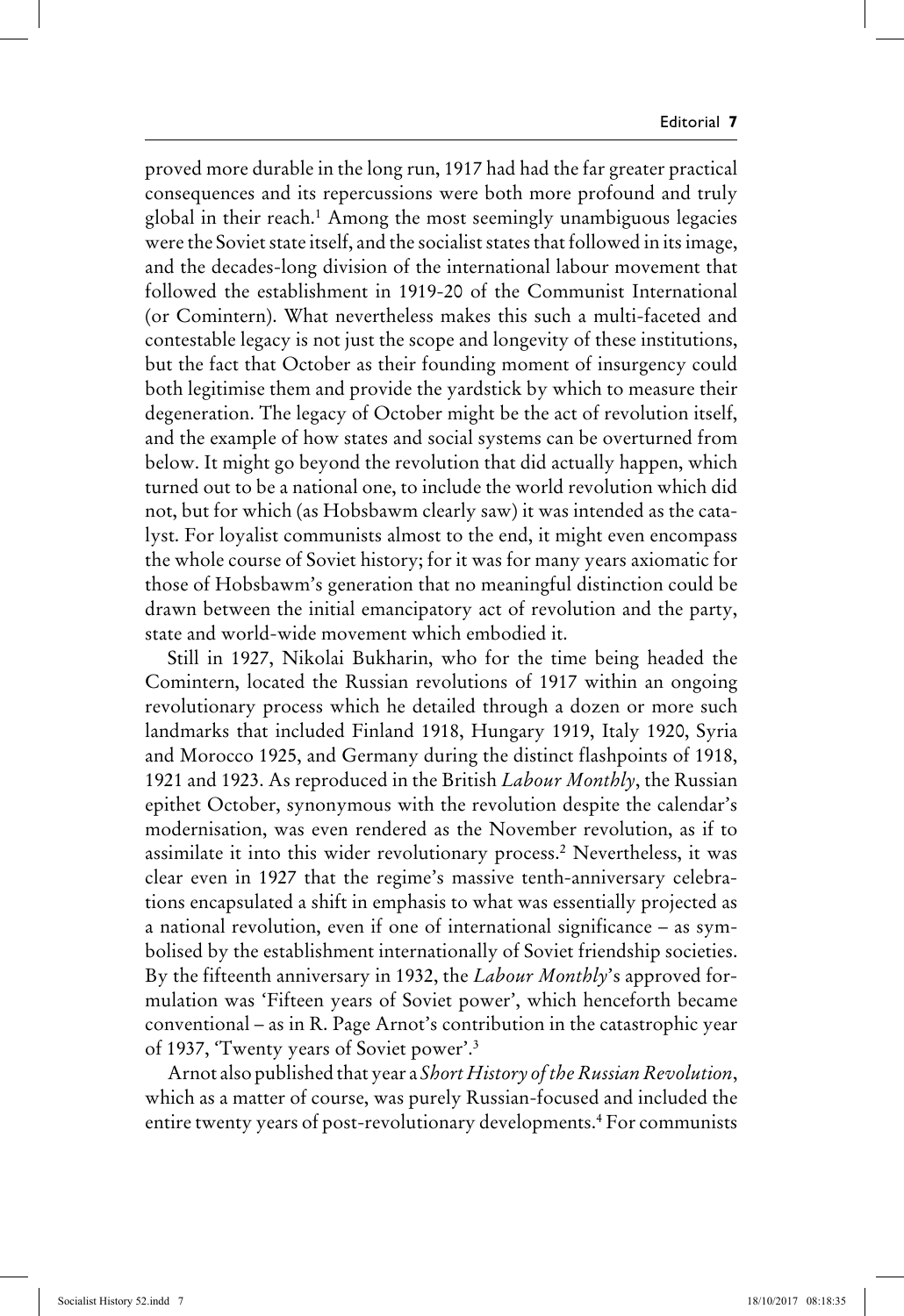proved more durable in the long run, 1917 had had the far greater practical consequences and its repercussions were both more profound and truly global in their reach.[1] Among the most seemingly unambiguous legacies were the Soviet state itself, and the socialist states that followed in its image, and the decades-long division of the international labour movement that followed the establishment in 1919-20 of the Communist International (or Comintern). What nevertheless makes this such a multi-faceted and contestable legacy is not just the scope and longevity of these institutions, but the fact that October as their founding moment of insurgency could both legitimise them and provide the yardstick by which to measure their degeneration. The legacy of October might be the act of revolution itself, and the example of how states and social systems can be overturned from below. It might go beyond the revolution that did actually happen, which turned out to be a national one, to include the world revolution which did not, but for which (as Hobsbawm clearly saw) it was intended as the catalyst. For loyalist communists almost to the end, it might even encompass the whole course of Soviet history; for it was for many years axiomatic for those of Hobsbawm's generation that no meaningful distinction could be drawn between the initial emancipatory act of revolution and the party, state and world-wide movement which embodied it.

Still in 1927, Nikolai Bukharin, who for the time being headed the Comintern, located the Russian revolutions of 1917 within an ongoing revolutionary process which he detailed through a dozen or more such landmarks that included Finland 1918, Hungary 1919, Italy 1920, Syria and Morocco 1925, and Germany during the distinct flashpoints of 1918, 1921 and 1923. As reproduced in the British *Labour Monthly*, the Russian epithet October, synonymous with the revolution despite the calendar's modernisation, was even rendered as the November revolution, as if to assimilate it into this wider revolutionary process.[2] Nevertheless, it was clear even in 1927 that the regime's massive tenth-anniversary celebrations encapsulated a shift in emphasis to what was essentially projected as a national revolution, even if one of international significance – as symbolised by the establishment internationally of Soviet friendship societies. By the fifteenth anniversary in 1932, the *Labour Monthly*'s approved formulation was 'Fifteen years of Soviet power', which henceforth became conventional – as in R. Page Arnot's contribution in the catastrophic year of 1937, 'Twenty years of Soviet power'.[3]

Arnot also published that year a *Short History of the Russian Revolution*, which as a matter of course, was purely Russian-focused and included the entire twenty years of post-revolutionary developments.[4] For communists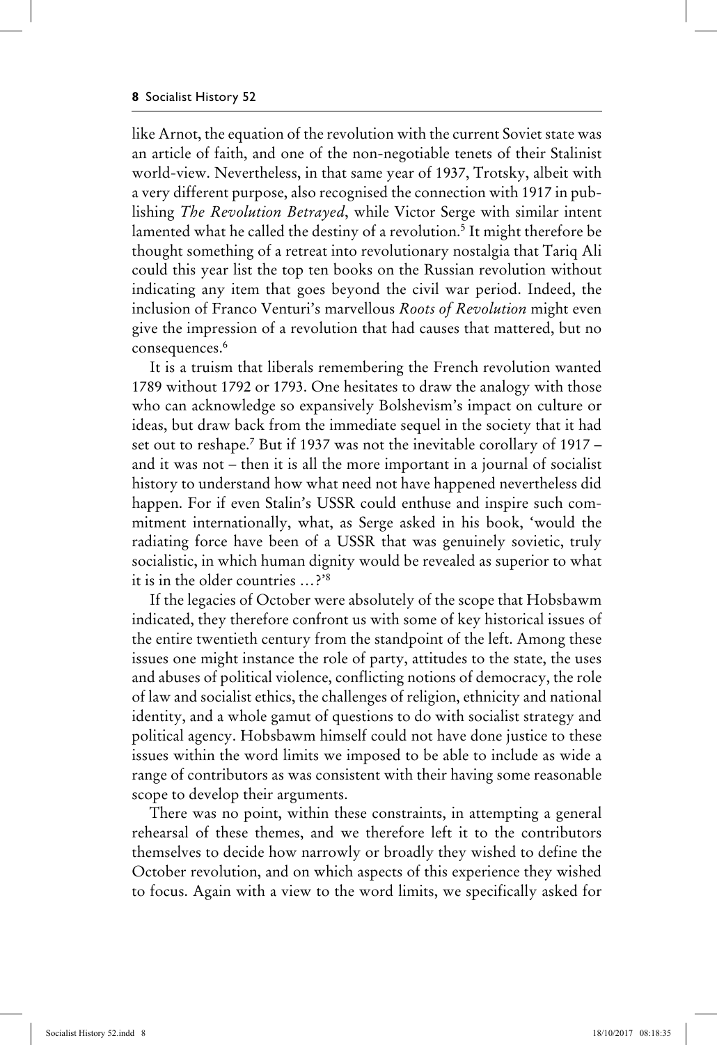like Arnot, the equation of the revolution with the current Soviet state was an article of faith, and one of the non-negotiable tenets of their Stalinist world-view. Nevertheless, in that same year of 1937, Trotsky, albeit with a very different purpose, also recognised the connection with 1917 in publishing *The Revolution Betrayed*, while Victor Serge with similar intent lamented what he called the destiny of a revolution.[5] It might therefore be thought something of a retreat into revolutionary nostalgia that Tariq Ali could this year list the top ten books on the Russian revolution without indicating any item that goes beyond the civil war period. Indeed, the inclusion of Franco Venturi's marvellous *Roots of Revolution* might even give the impression of a revolution that had causes that mattered, but no consequences.[6]

It is a truism that liberals remembering the French revolution wanted 1789 without 1792 or 1793. One hesitates to draw the analogy with those who can acknowledge so expansively Bolshevism's impact on culture or ideas, but draw back from the immediate sequel in the society that it had set out to reshape.[7] But if 1937 was not the inevitable corollary of 1917 – and it was not – then it is all the more important in a journal of socialist history to understand how what need not have happened nevertheless did happen. For if even Stalin's USSR could enthuse and inspire such commitment internationally, what, as Serge asked in his book, 'would the radiating force have been of a USSR that was genuinely sovietic, truly socialistic, in which human dignity would be revealed as superior to what it is in the older countries …?'[8]

If the legacies of October were absolutely of the scope that Hobsbawm indicated, they therefore confront us with some of key historical issues of the entire twentieth century from the standpoint of the left. Among these issues one might instance the role of party, attitudes to the state, the uses and abuses of political violence, conflicting notions of democracy, the role of law and socialist ethics, the challenges of religion, ethnicity and national identity, and a whole gamut of questions to do with socialist strategy and political agency. Hobsbawm himself could not have done justice to these issues within the word limits we imposed to be able to include as wide a range of contributors as was consistent with their having some reasonable scope to develop their arguments.

There was no point, within these constraints, in attempting a general rehearsal of these themes, and we therefore left it to the contributors themselves to decide how narrowly or broadly they wished to define the October revolution, and on which aspects of this experience they wished to focus. Again with a view to the word limits, we specifically asked for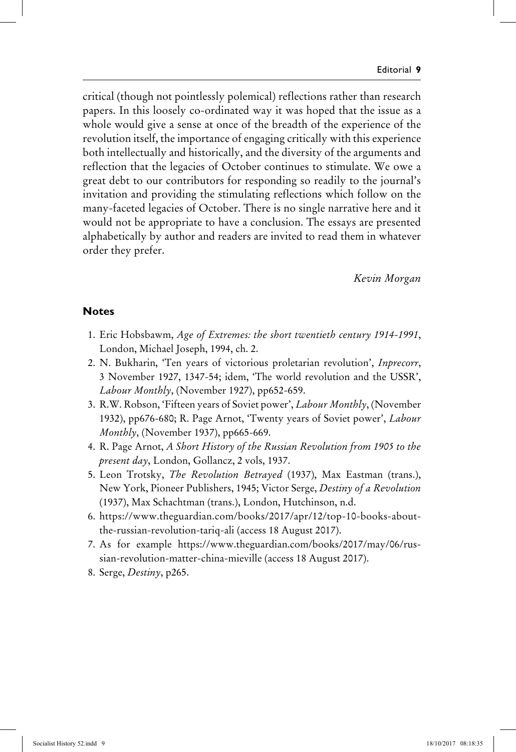critical (though not pointlessly polemical) reflections rather than research papers. In this loosely co-ordinated way it was hoped that the issue as a whole would give a sense at once of the breadth of the experience of the revolution itself, the importance of engaging critically with this experience both intellectually and historically, and the diversity of the arguments and reflection that the legacies of October continues to stimulate. We owe a great debt to our contributors for responding so readily to the journal's invitation and providing the stimulating reflections which follow on the many-faceted legacies of October. There is no single narrative here and it would not be appropriate to have a conclusion. The essays are presented alphabetically by author and readers are invited to read them in whatever order they prefer.

*Kevin Morgan*

## Notes

1. Eric Hobsbawm, *Age of Extremes: the short twentieth century 1914-1991*, London, Michael Joseph, 1994, ch. 2.
2. N. Bukharin, 'Ten years of victorious proletarian revolution', *Inprecorr*, 3 November 1927, 1347-54; idem, 'The world revolution and the USSR', *Labour Monthly*, (November 1927), pp652-659.
3. R.W. Robson, 'Fifteen years of Soviet power', *Labour Monthly*, (November 1932), pp676-680; R. Page Arnot, 'Twenty years of Soviet power', *Labour Monthly*, (November 1937), pp665-669.
4. R. Page Arnot, *A Short History of the Russian Revolution from 1905 to the present day*, London, Gollancz, 2 vols, 1937.
5. Leon Trotsky, *The Revolution Betrayed* (1937), Max Eastman (trans.), New York, Pioneer Publishers, 1945; Victor Serge, *Destiny of a Revolution* (1937), Max Schachtman (trans.), London, Hutchinson, n.d.
6. https://www.theguardian.com/books/2017/apr/12/top-10-books-about-the-russian-revolution-tariq-ali (access 18 August 2017).
7. As for example https://www.theguardian.com/books/2017/may/06/russian-revolution-matter-china-mieville (access 18 August 2017).
8. Serge, *Destiny*, p265.